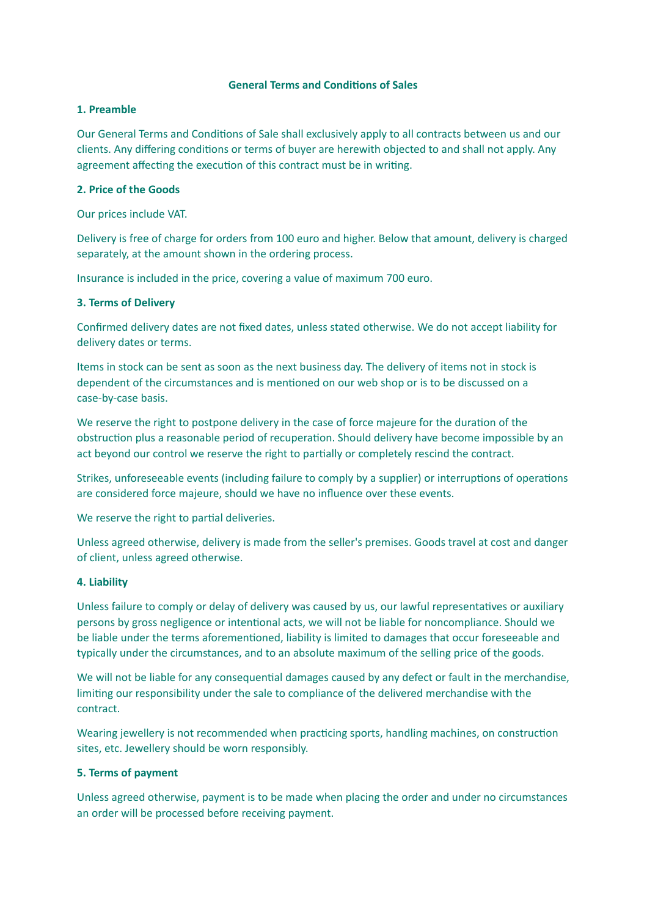# General Terms and Conditions of Sales

## 1. Preamble

Our General Terms and Conditions of Sale shall exclusively apply to all contracts between us and our clients. Any differing conditions or terms of buyer are herewith objected to and shall not apply. Any agreement affecting the execution of this contract must be in writing.

## 2. Price of the Goods

Our prices include VAT.

Delivery is free of charge for orders from 100 euro and higher. Below that amount, delivery is charged separately, at the amount shown in the ordering process.

Insurance is included in the price, covering a value of maximum 700 euro.

## 3. Terms of Delivery

Confirmed delivery dates are not fixed dates, unless stated otherwise. We do not accept liability for delivery dates or terms.

Items in stock can be sent as soon as the next business day. The delivery of items not in stock is dependent of the circumstances and is mentioned on our web shop or is to be discussed on a case-by-case basis.

We reserve the right to postpone delivery in the case of force majeure for the duration of the obstruction plus a reasonable period of recuperation. Should delivery have become impossible by an act beyond our control we reserve the right to partially or completely rescind the contract.

Strikes, unforeseeable events (including failure to comply by a supplier) or interruptions of operations are considered force majeure, should we have no influence over these events.

We reserve the right to partial deliveries.

Unless agreed otherwise, delivery is made from the seller's premises. Goods travel at cost and danger of client, unless agreed otherwise.

## 4. Liability

Unless failure to comply or delay of delivery was caused by us, our lawful representatives or auxiliary persons by gross negligence or intentional acts, we will not be liable for noncompliance. Should we be liable under the terms aforementioned, liability is limited to damages that occur foreseeable and typically under the circumstances, and to an absolute maximum of the selling price of the goods.

We will not be liable for any consequential damages caused by any defect or fault in the merchandise, limiting our responsibility under the sale to compliance of the delivered merchandise with the contract.

Wearing jewellery is not recommended when practicing sports, handling machines, on construction sites, etc. Jewellery should be worn responsibly.

## 5. Terms of payment

Unless agreed otherwise, payment is to be made when placing the order and under no circumstances an order will be processed before receiving payment.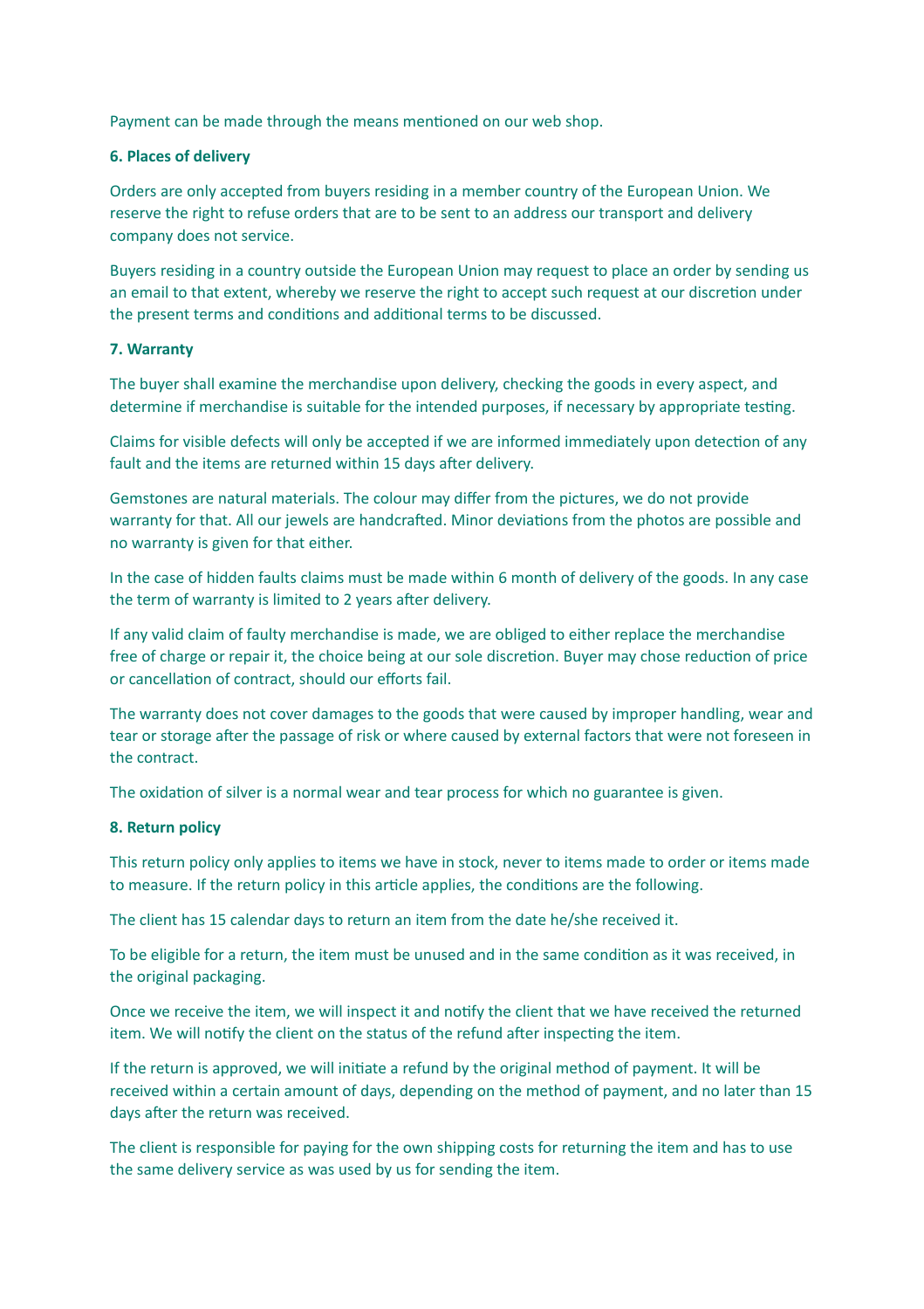Payment can be made through the means mentioned on our web shop.

**6. Places of delivery**

Orders are only accepted from buyers residing in a member country of the European Union. We reserve the right to refuse orders that are to be sent to an address our transport and delivery company does not service.

Buyers residing in a country outside the European Union may request to place an order by sending us an email to that extent, whereby we reserve the right to accept such request at our discretion under the present terms and conditions and additional terms to be discussed.

**7. Warranty**

The buyer shall examine the merchandise upon delivery, checking the goods in every aspect, and determine if merchandise is suitable for the intended purposes, if necessary by appropriate testing.

Claims for visible defects will only be accepted if we are informed immediately upon detection of any fault and the items are returned within 15 days after delivery.

Gemstones are natural materials. The colour may differ from the pictures, we do not provide warranty for that. All our jewels are handcrafted. Minor deviations from the photos are possible and no warranty is given for that either.

In the case of hidden faults claims must be made within 6 month of delivery of the goods. In any case the term of warranty is limited to 2 years after delivery.

If any valid claim of faulty merchandise is made, we are obliged to either replace the merchandise free of charge or repair it, the choice being at our sole discretion. Buyer may chose reduction of price or cancellation of contract, should our efforts fail.

The warranty does not cover damages to the goods that were caused by improper handling, wear and tear or storage after the passage of risk or where caused by external factors that were not foreseen in the contract.

The oxidation of silver is a normal wear and tear process for which no guarantee is given.

**8. Return policy**

This return policy only applies to items we have in stock, never to items made to order or items made to measure. If the return policy in this article applies, the conditions are the following.

The client has 15 calendar days to return an item from the date he/she received it.

To be eligible for a return, the item must be unused and in the same condition as it was received, in the original packaging.

Once we receive the item, we will inspect it and notify the client that we have received the returned item. We will notify the client on the status of the refund after inspecting the item.

If the return is approved, we will initiate a refund by the original method of payment. It will be received within a certain amount of days, depending on the method of payment, and no later than 15 days after the return was received.

The client is responsible for paying for the own shipping costs for returning the item and has to use the same delivery service as was used by us for sending the item.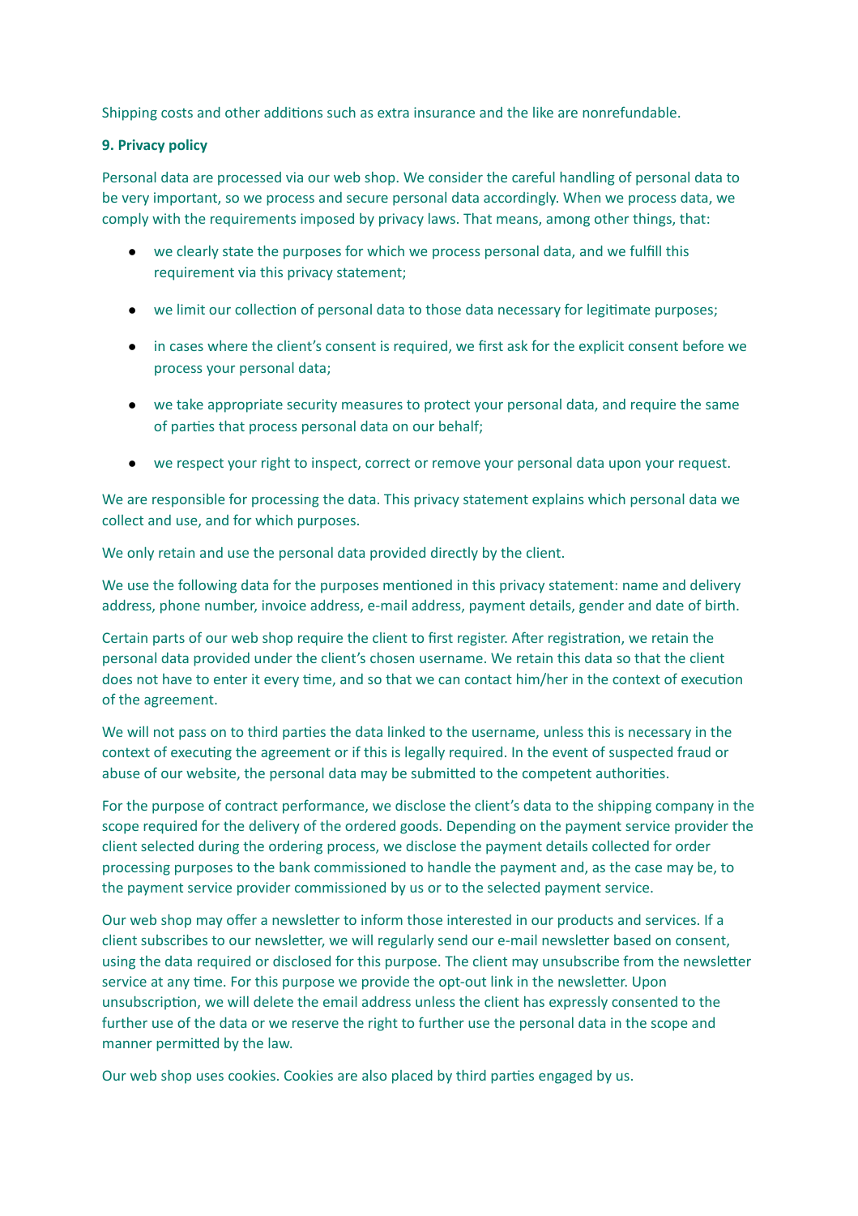Shipping costs and other additions such as extra insurance and the like are nonrefundable.

**9. Privacy policy**

Personal data are processed via our web shop. We consider the careful handling of personal data to be very important, so we process and secure personal data accordingly. When we process data, we comply with the requirements imposed by privacy laws. That means, among other things, that:

- we clearly state the purposes for which we process personal data, and we fulfill this requirement via this privacy statement;
- we limit our collection of personal data to those data necessary for legitimate purposes;
- in cases where the client's consent is required, we first ask for the explicit consent before we process your personal data;
- we take appropriate security measures to protect your personal data, and require the same of parties that process personal data on our behalf;
- we respect your right to inspect, correct or remove your personal data upon your request.

We are responsible for processing the data. This privacy statement explains which personal data we collect and use, and for which purposes.

We only retain and use the personal data provided directly by the client.

We use the following data for the purposes mentioned in this privacy statement: name and delivery address, phone number, invoice address, e-mail address, payment details, gender and date of birth.

Certain parts of our web shop require the client to first register. After registration, we retain the personal data provided under the client's chosen username. We retain this data so that the client does not have to enter it every time, and so that we can contact him/her in the context of execution of the agreement.

We will not pass on to third parties the data linked to the username, unless this is necessary in the context of executing the agreement or if this is legally required. In the event of suspected fraud or abuse of our website, the personal data may be submitted to the competent authorities.

For the purpose of contract performance, we disclose the client's data to the shipping company in the scope required for the delivery of the ordered goods. Depending on the payment service provider the client selected during the ordering process, we disclose the payment details collected for order processing purposes to the bank commissioned to handle the payment and, as the case may be, to the payment service provider commissioned by us or to the selected payment service.

Our web shop may offer a newsletter to inform those interested in our products and services. If a client subscribes to our newsletter, we will regularly send our e-mail newsletter based on consent, using the data required or disclosed for this purpose. The client may unsubscribe from the newsletter service at any time. For this purpose we provide the opt-out link in the newsletter. Upon unsubscription, we will delete the email address unless the client has expressly consented to the further use of the data or we reserve the right to further use the personal data in the scope and manner permitted by the law.

Our web shop uses cookies. Cookies are also placed by third parties engaged by us.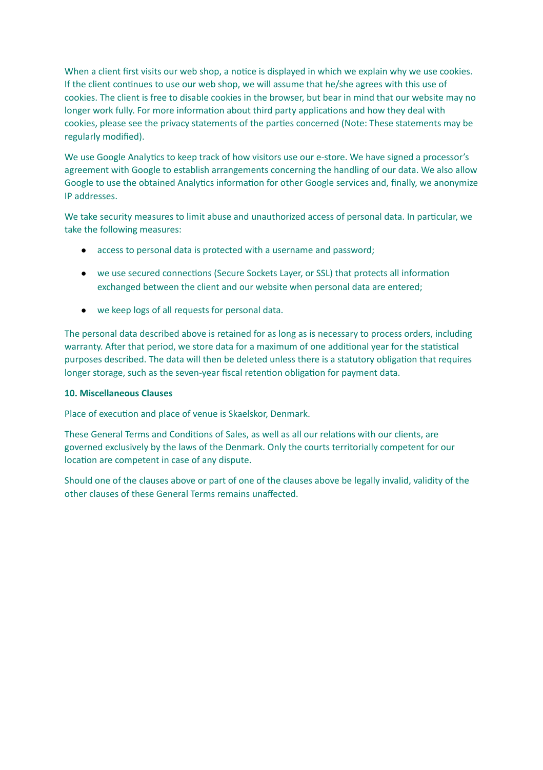When a client first visits our web shop, a notice is displayed in which we explain why we use cookies. If the client continues to use our web shop, we will assume that he/she agrees with this use of cookies. The client is free to disable cookies in the browser, but bear in mind that our website may no longer work fully. For more information about third party applications and how they deal with cookies, please see the privacy statements of the parties concerned (Note: These statements may be regularly modified).

We use Google Analytics to keep track of how visitors use our e-store. We have signed a processor's agreement with Google to establish arrangements concerning the handling of our data. We also allow Google to use the obtained Analytics information for other Google services and, finally, we anonymize IP addresses.

We take security measures to limit abuse and unauthorized access of personal data. In particular, we take the following measures:

- access to personal data is protected with a username and password;
- we use secured connections (Secure Sockets Layer, or SSL) that protects all information exchanged between the client and our website when personal data are entered;
- we keep logs of all requests for personal data.

The personal data described above is retained for as long as is necessary to process orders, including warranty. After that period, we store data for a maximum of one additional year for the statistical purposes described. The data will then be deleted unless there is a statutory obligation that requires longer storage, such as the seven-year fiscal retention obligation for payment data.

**10. Miscellaneous Clauses**

Place of execution and place of venue is Skaelskor, Denmark.

These General Terms and Conditions of Sales, as well as all our relations with our clients, are governed exclusively by the laws of the Denmark. Only the courts territorially competent for our location are competent in case of any dispute.

Should one of the clauses above or part of one of the clauses above be legally invalid, validity of the other clauses of these General Terms remains unaffected.